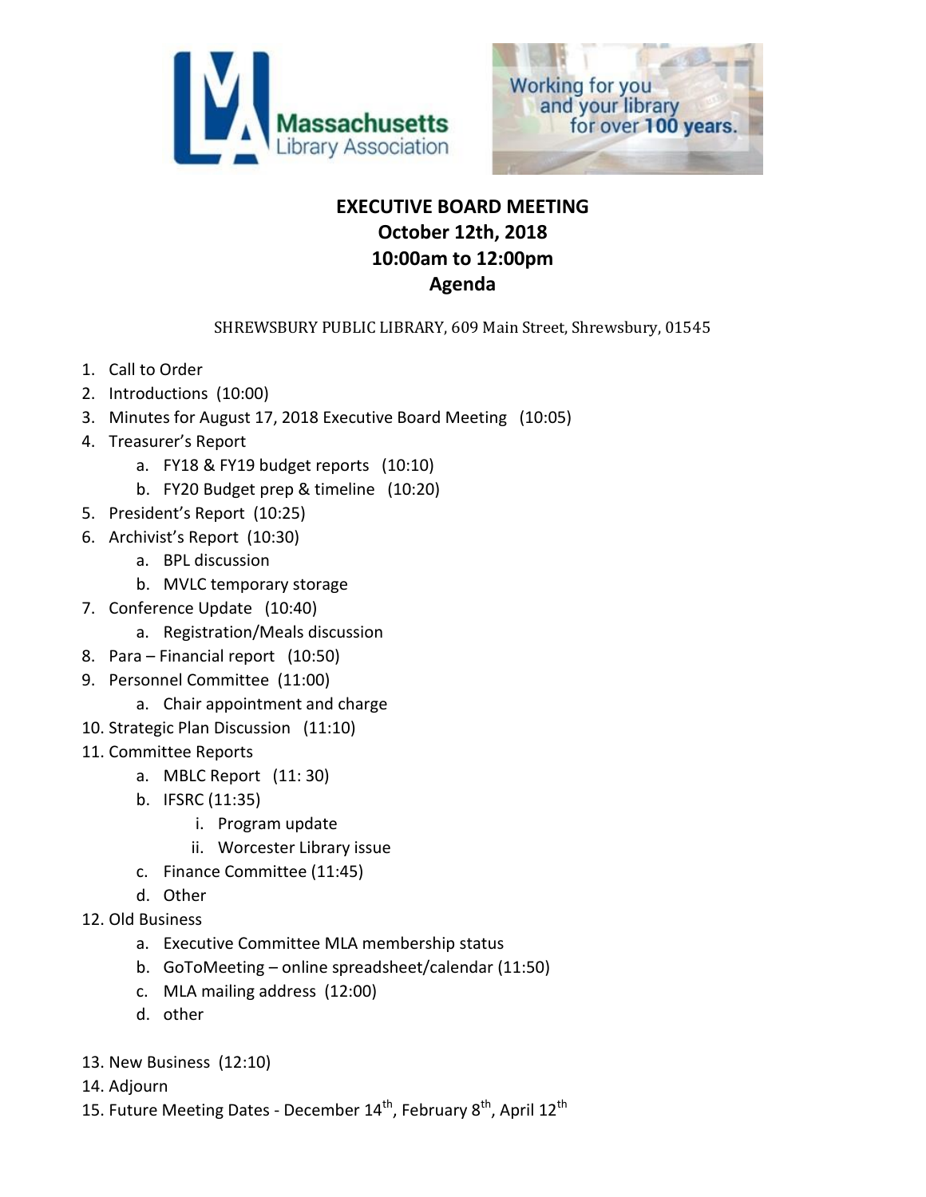Massachusetts Library Association

Working for you and your library for over 100 years.

# EXECUTIVE BOARD MEETING
## October 12th, 2018
## 10:00am to 12:00pm
## Agenda

SHREWSBURY PUBLIC LIBRARY, 609 Main Street, Shrewsbury, 01545

1. Call to Order
2. Introductions (10:00)
3. Minutes for August 17, 2018 Executive Board Meeting (10:05)
4. Treasurer's Report
   a. FY18 & FY19 budget reports (10:10)
   b. FY20 Budget prep & timeline (10:20)
5. President's Report (10:25)
6. Archivist's Report (10:30)
   a. BPL discussion
   b. MVLC temporary storage
7. Conference Update (10:40)
   a. Registration/Meals discussion
8. Para – Financial report (10:50)
9. Personnel Committee (11:00)
   a. Chair appointment and charge
10. Strategic Plan Discussion (11:10)
11. Committee Reports
    a. MBLC Report (11: 30)
    b. IFSRC (11:35)
       i. Program update
       ii. Worcester Library issue
    c. Finance Committee (11:45)
    d. Other
12. Old Business
    a. Executive Committee MLA membership status
    b. GoToMeeting – online spreadsheet/calendar (11:50)
    c. MLA mailing address (12:00)
    d. other
13. New Business (12:10)
14. Adjourn
15. Future Meeting Dates - December 14th, February 8th, April 12th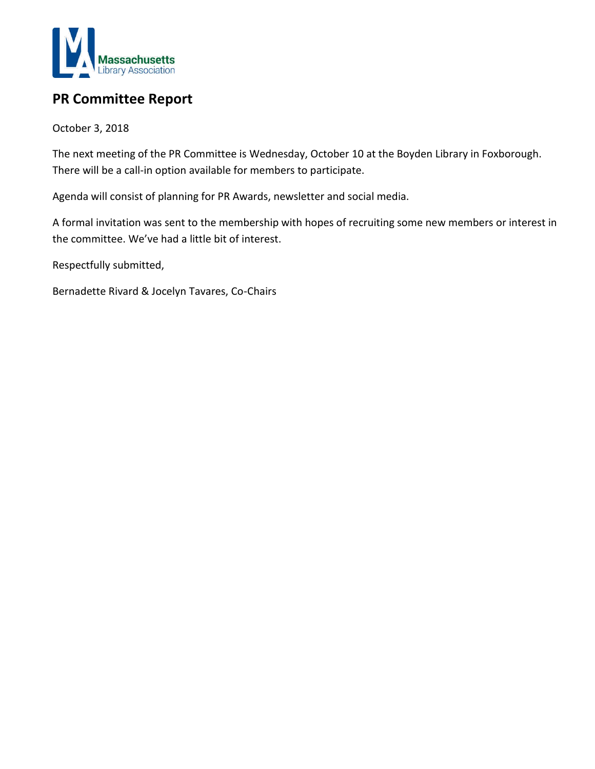## PR Committee Report

October 3, 2018

The next meeting of the PR Committee is Wednesday, October 10 at the Boyden Library in Foxborough. There will be a call-in option available for members to participate.

Agenda will consist of planning for PR Awards, newsletter and social media.

A formal invitation was sent to the membership with hopes of recruiting some new members or interest in the committee. We've had a little bit of interest.

Respectfully submitted,

Bernadette Rivard & Jocelyn Tavares, Co-Chairs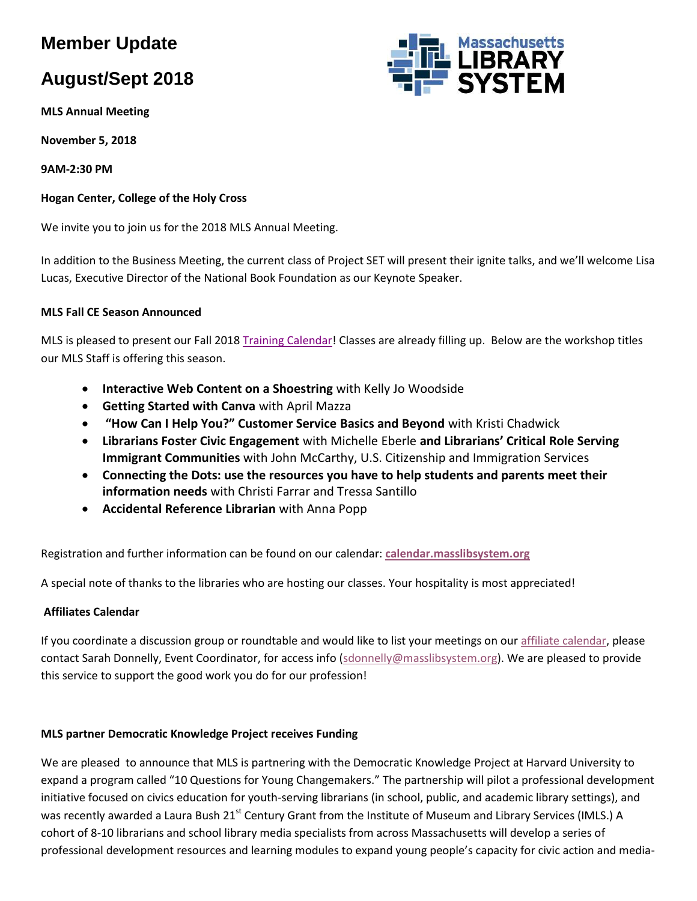# Member Update

# August/Sept 2018

**MLS Annual Meeting**

**November 5, 2018**

**9AM-2:30 PM**

**Hogan Center, College of the Holy Cross**

We invite you to join us for the 2018 MLS Annual Meeting.

In addition to the Business Meeting, the current class of Project SET will present their ignite talks, and we'll welcome Lisa Lucas, Executive Director of the National Book Foundation as our Keynote Speaker.

**MLS Fall CE Season Announced**

MLS is pleased to present our Fall 2018 Training Calendar! Classes are already filling up. Below are the workshop titles our MLS Staff is offering this season.

- **Interactive Web Content on a Shoestring** with Kelly Jo Woodside
- **Getting Started with Canva** with April Mazza
- **"How Can I Help You?" Customer Service Basics and Beyond** with Kristi Chadwick
- **Librarians Foster Civic Engagement** with Michelle Eberle **and Librarians' Critical Role Serving Immigrant Communities** with John McCarthy, U.S. Citizenship and Immigration Services
- **Connecting the Dots: use the resources you have to help students and parents meet their information needs** with Christi Farrar and Tressa Santillo
- **Accidental Reference Librarian** with Anna Popp

Registration and further information can be found on our calendar: **calendar.masslibsystem.org**

A special note of thanks to the libraries who are hosting our classes. Your hospitality is most appreciated!

**Affiliates Calendar**

If you coordinate a discussion group or roundtable and would like to list your meetings on our affiliate calendar, please contact Sarah Donnelly, Event Coordinator, for access info (sdonnelly@masslibsystem.org). We are pleased to provide this service to support the good work you do for our profession!

**MLS partner Democratic Knowledge Project receives Funding**

We are pleased to announce that MLS is partnering with the Democratic Knowledge Project at Harvard University to expand a program called "10 Questions for Young Changemakers." The partnership will pilot a professional development initiative focused on civics education for youth-serving librarians (in school, public, and academic library settings), and was recently awarded a Laura Bush 21st Century Grant from the Institute of Museum and Library Services (IMLS.) A cohort of 8-10 librarians and school library media specialists from across Massachusetts will develop a series of professional development resources and learning modules to expand young people's capacity for civic action and media-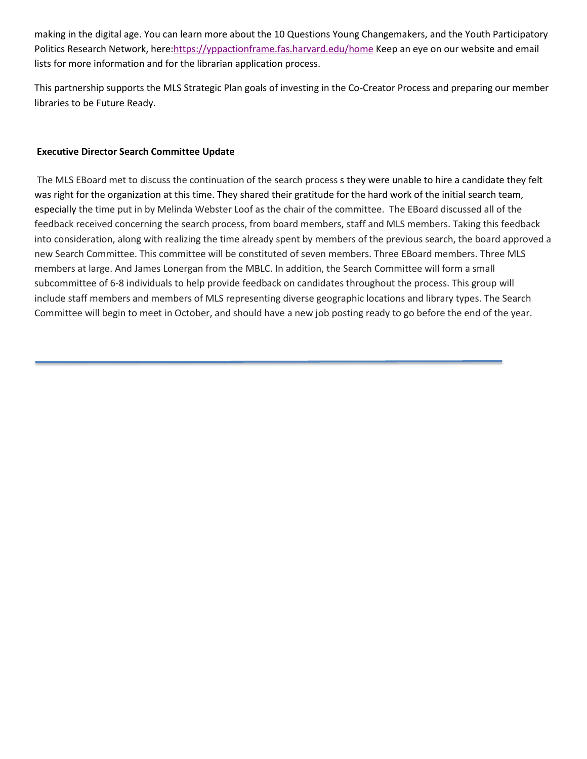making in the digital age. You can learn more about the 10 Questions Young Changemakers, and the Youth Participatory Politics Research Network, here:https://yppactionframe.fas.harvard.edu/home Keep an eye on our website and email lists for more information and for the librarian application process.

This partnership supports the MLS Strategic Plan goals of investing in the Co-Creator Process and preparing our member libraries to be Future Ready.

**Executive Director Search Committee Update**

The MLS EBoard met to discuss the continuation of the search process s they were unable to hire a candidate they felt was right for the organization at this time. They shared their gratitude for the hard work of the initial search team, especially the time put in by Melinda Webster Loof as the chair of the committee. The EBoard discussed all of the feedback received concerning the search process, from board members, staff and MLS members. Taking this feedback into consideration, along with realizing the time already spent by members of the previous search, the board approved a new Search Committee. This committee will be constituted of seven members. Three EBoard members. Three MLS members at large. And James Lonergan from the MBLC. In addition, the Search Committee will form a small subcommittee of 6-8 individuals to help provide feedback on candidates throughout the process. This group will include staff members and members of MLS representing diverse geographic locations and library types. The Search Committee will begin to meet in October, and should have a new job posting ready to go before the end of the year.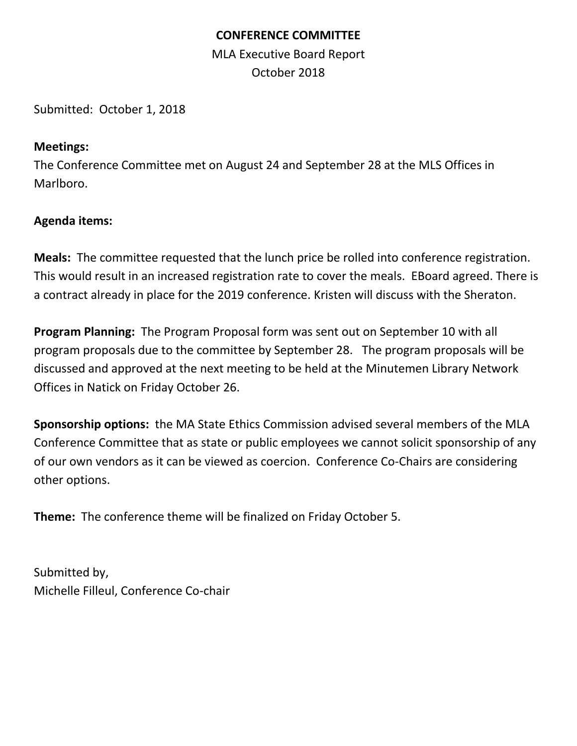# CONFERENCE COMMITTEE

MLA Executive Board Report
October 2018

Submitted: October 1, 2018

**Meetings:**
The Conference Committee met on August 24 and September 28 at the MLS Offices in Marlboro.

**Agenda items:**

**Meals:** The committee requested that the lunch price be rolled into conference registration. This would result in an increased registration rate to cover the meals. EBoard agreed. There is a contract already in place for the 2019 conference. Kristen will discuss with the Sheraton.

**Program Planning:** The Program Proposal form was sent out on September 10 with all program proposals due to the committee by September 28. The program proposals will be discussed and approved at the next meeting to be held at the Minutemen Library Network Offices in Natick on Friday October 26.

**Sponsorship options:** the MA State Ethics Commission advised several members of the MLA Conference Committee that as state or public employees we cannot solicit sponsorship of any of our own vendors as it can be viewed as coercion. Conference Co-Chairs are considering other options.

**Theme:** The conference theme will be finalized on Friday October 5.

Submitted by,
Michelle Filleul, Conference Co-chair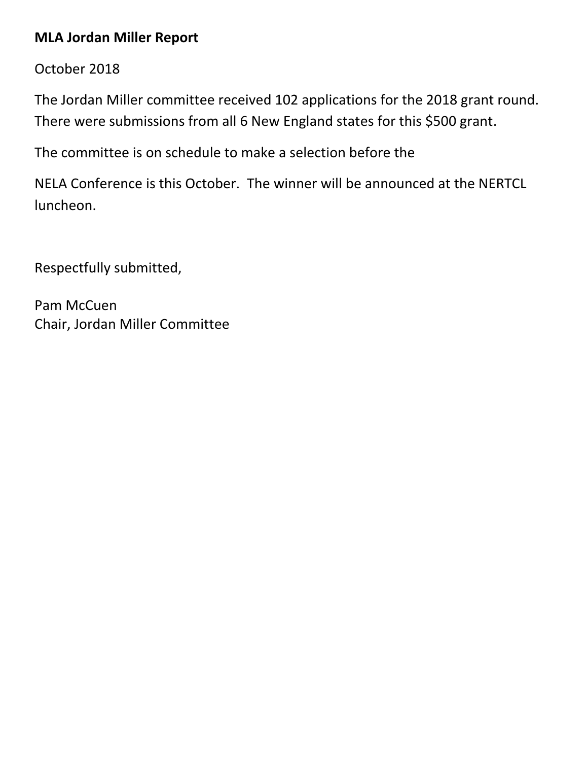**MLA Jordan Miller Report**

October 2018

The Jordan Miller committee received 102 applications for the 2018 grant round. There were submissions from all 6 New England states for this $500 grant.

The committee is on schedule to make a selection before the

NELA Conference is this October. The winner will be announced at the NERTCL luncheon.

Respectfully submitted,

Pam McCuen  
Chair, Jordan Miller Committee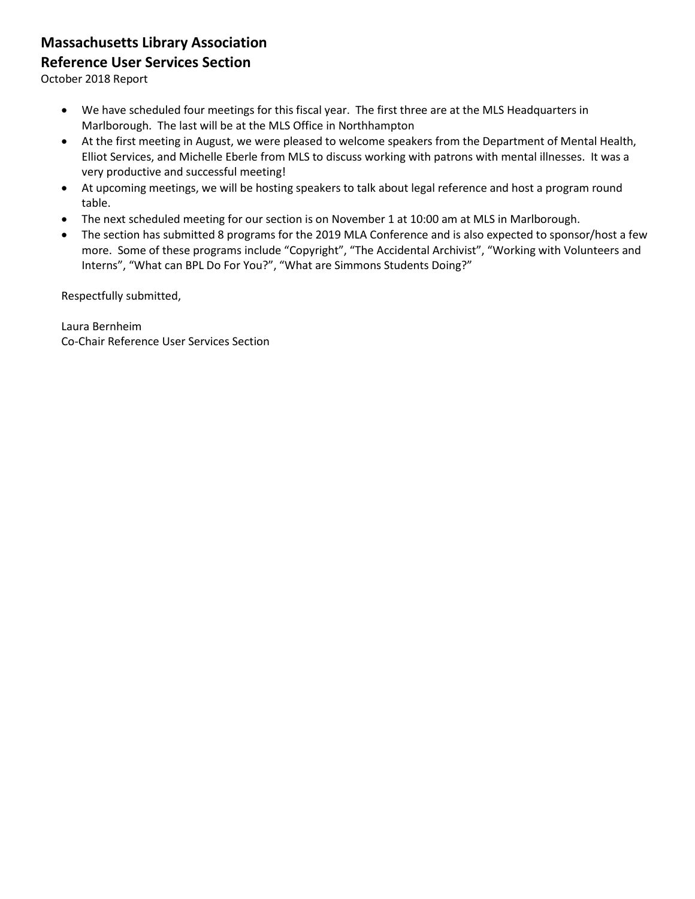# Massachusetts Library Association

## Reference User Services Section

October 2018 Report

- We have scheduled four meetings for this fiscal year. The first three are at the MLS Headquarters in Marlborough. The last will be at the MLS Office in Northhampton
- At the first meeting in August, we were pleased to welcome speakers from the Department of Mental Health, Elliot Services, and Michelle Eberle from MLS to discuss working with patrons with mental illnesses. It was a very productive and successful meeting!
- At upcoming meetings, we will be hosting speakers to talk about legal reference and host a program round table.
- The next scheduled meeting for our section is on November 1 at 10:00 am at MLS in Marlborough.
- The section has submitted 8 programs for the 2019 MLA Conference and is also expected to sponsor/host a few more. Some of these programs include "Copyright", "The Accidental Archivist", "Working with Volunteers and Interns", "What can BPL Do For You?", "What are Simmons Students Doing?"

Respectfully submitted,

Laura Bernheim
Co-Chair Reference User Services Section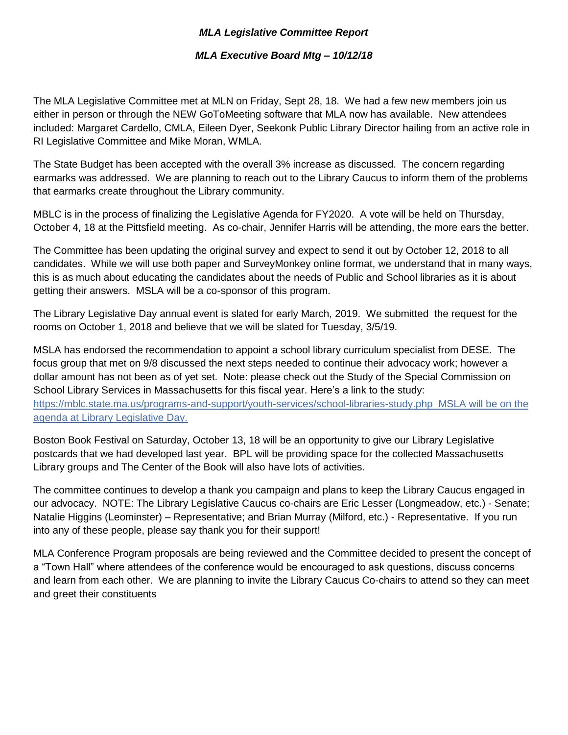***MLA Legislative Committee Report***

***MLA Executive Board Mtg – 10/12/18***

The MLA Legislative Committee met at MLN on Friday, Sept 28, 18. We had a few new members join us either in person or through the NEW GoToMeeting software that MLA now has available. New attendees included: Margaret Cardello, CMLA, Eileen Dyer, Seekonk Public Library Director hailing from an active role in RI Legislative Committee and Mike Moran, WMLA.

The State Budget has been accepted with the overall 3% increase as discussed. The concern regarding earmarks was addressed. We are planning to reach out to the Library Caucus to inform them of the problems that earmarks create throughout the Library community.

MBLC is in the process of finalizing the Legislative Agenda for FY2020. A vote will be held on Thursday, October 4, 18 at the Pittsfield meeting. As co-chair, Jennifer Harris will be attending, the more ears the better.

The Committee has been updating the original survey and expect to send it out by October 12, 2018 to all candidates. While we will use both paper and SurveyMonkey online format, we understand that in many ways, this is as much about educating the candidates about the needs of Public and School libraries as it is about getting their answers. MSLA will be a co-sponsor of this program.

The Library Legislative Day annual event is slated for early March, 2019. We submitted the request for the rooms on October 1, 2018 and believe that we will be slated for Tuesday, 3/5/19.

MSLA has endorsed the recommendation to appoint a school library curriculum specialist from DESE. The focus group that met on 9/8 discussed the next steps needed to continue their advocacy work; however a dollar amount has not been as of yet set. Note: please check out the Study of the Special Commission on School Library Services in Massachusetts for this fiscal year. Here's a link to the study: https://mblc.state.ma.us/programs-and-support/youth-services/school-libraries-study.php MSLA will be on the agenda at Library Legislative Day.

Boston Book Festival on Saturday, October 13, 18 will be an opportunity to give our Library Legislative postcards that we had developed last year. BPL will be providing space for the collected Massachusetts Library groups and The Center of the Book will also have lots of activities.

The committee continues to develop a thank you campaign and plans to keep the Library Caucus engaged in our advocacy. NOTE: The Library Legislative Caucus co-chairs are Eric Lesser (Longmeadow, etc.) - Senate; Natalie Higgins (Leominster) – Representative; and Brian Murray (Milford, etc.) - Representative. If you run into any of these people, please say thank you for their support!

MLA Conference Program proposals are being reviewed and the Committee decided to present the concept of a "Town Hall" where attendees of the conference would be encouraged to ask questions, discuss concerns and learn from each other. We are planning to invite the Library Caucus Co-chairs to attend so they can meet and greet their constituents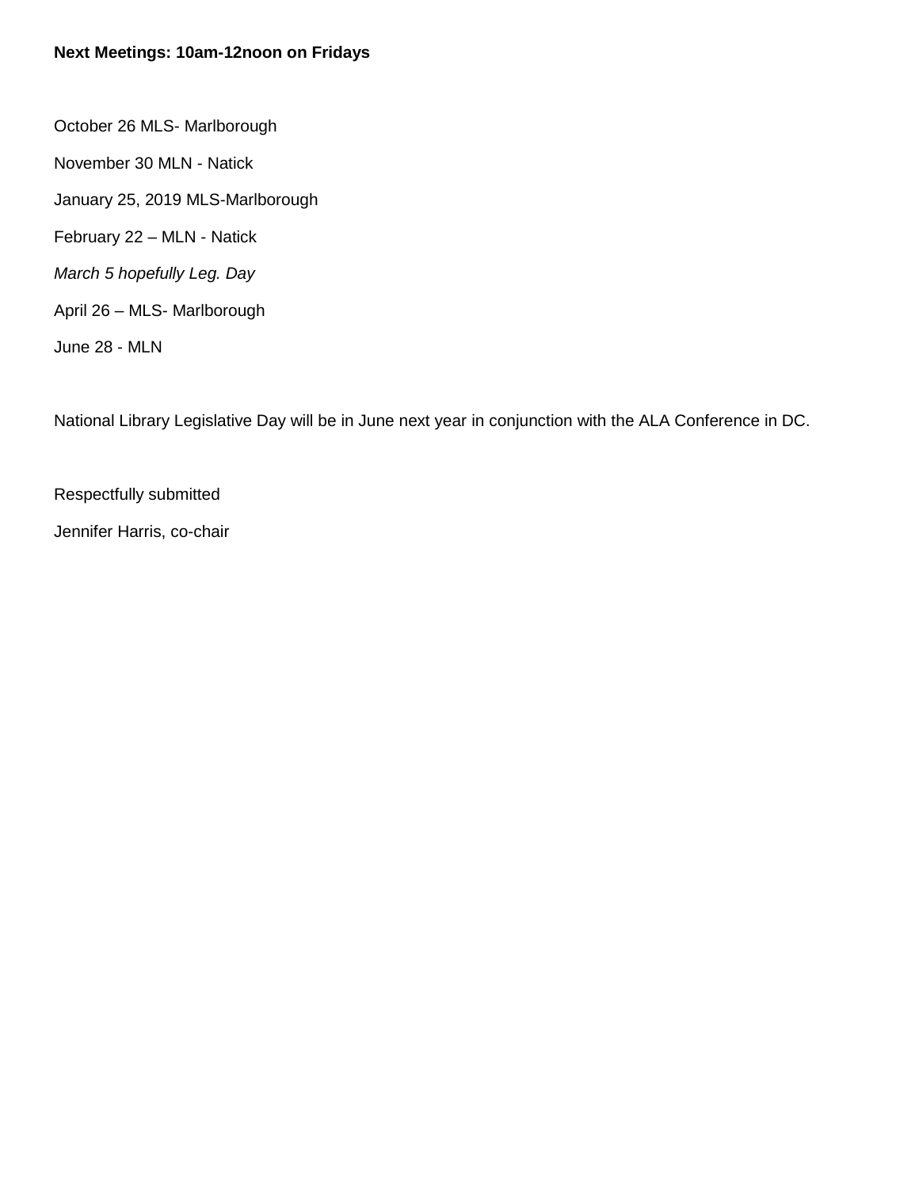**Next Meetings: 10am-12noon on Fridays**

October 26 MLS- Marlborough

November 30 MLN - Natick

January 25, 2019 MLS-Marlborough

February 22 – MLN - Natick

*March 5 hopefully Leg. Day*

April 26 – MLS- Marlborough

June 28 - MLN

National Library Legislative Day will be in June next year in conjunction with the ALA Conference in DC.

Respectfully submitted

Jennifer Harris, co-chair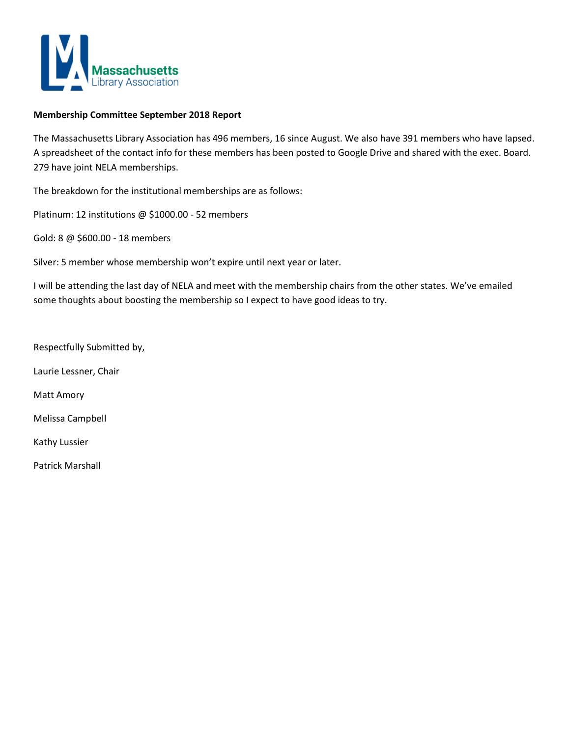**Membership Committee September 2018 Report**

The Massachusetts Library Association has 496 members, 16 since August. We also have 391 members who have lapsed. A spreadsheet of the contact info for these members has been posted to Google Drive and shared with the exec. Board. 279 have joint NELA memberships.

The breakdown for the institutional memberships are as follows:

Platinum: 12 institutions @ $1000.00 - 52 members

Gold: 8 @ $600.00 - 18 members

Silver: 5 member whose membership won't expire until next year or later.

I will be attending the last day of NELA and meet with the membership chairs from the other states. We've emailed some thoughts about boosting the membership so I expect to have good ideas to try.

Respectfully Submitted by,

Laurie Lessner, Chair

Matt Amory

Melissa Campbell

Kathy Lussier

Patrick Marshall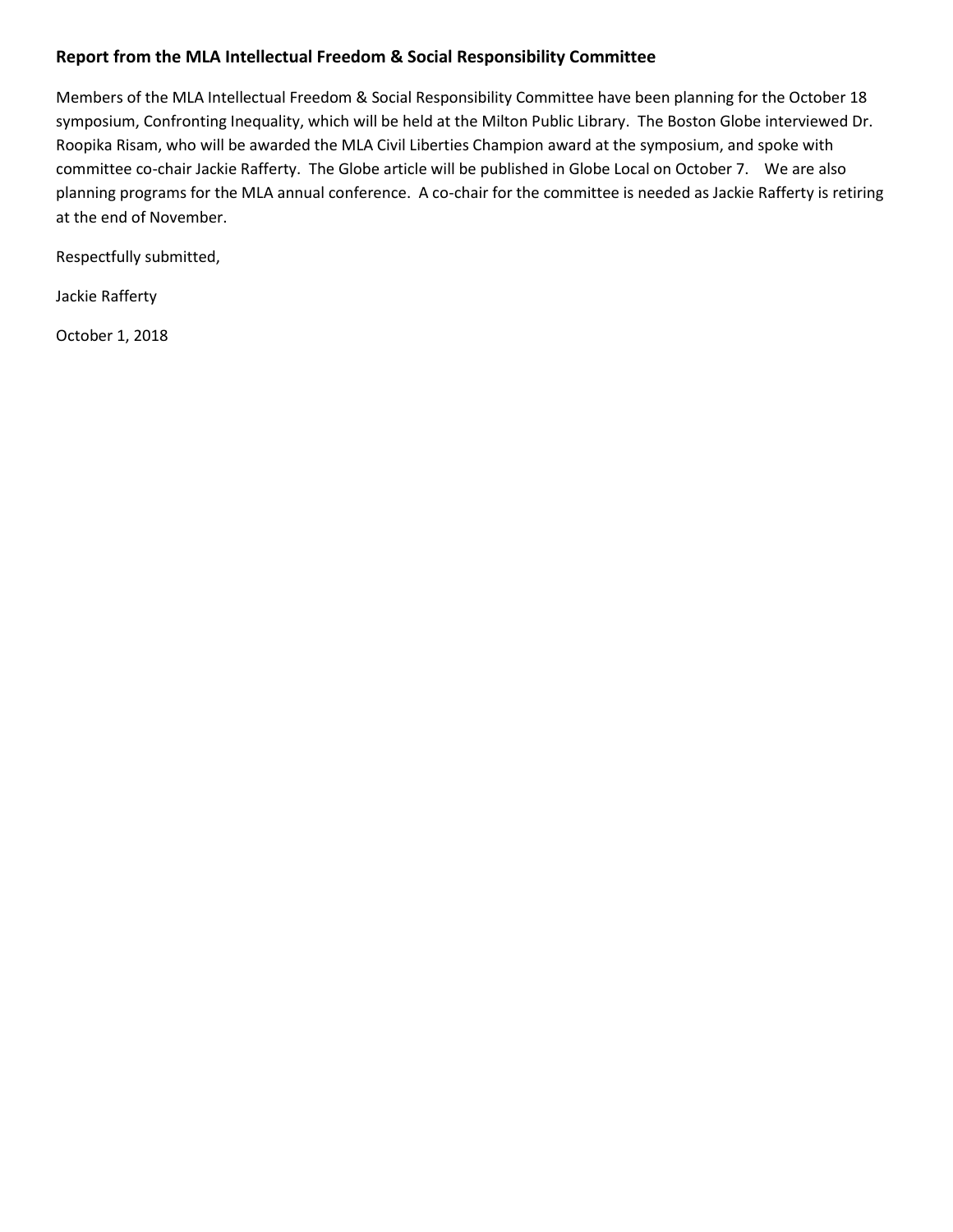**Report from the MLA Intellectual Freedom & Social Responsibility Committee**

Members of the MLA Intellectual Freedom & Social Responsibility Committee have been planning for the October 18 symposium, Confronting Inequality, which will be held at the Milton Public Library. The Boston Globe interviewed Dr. Roopika Risam, who will be awarded the MLA Civil Liberties Champion award at the symposium, and spoke with committee co-chair Jackie Rafferty. The Globe article will be published in Globe Local on October 7. We are also planning programs for the MLA annual conference. A co-chair for the committee is needed as Jackie Rafferty is retiring at the end of November.

Respectfully submitted,

Jackie Rafferty

October 1, 2018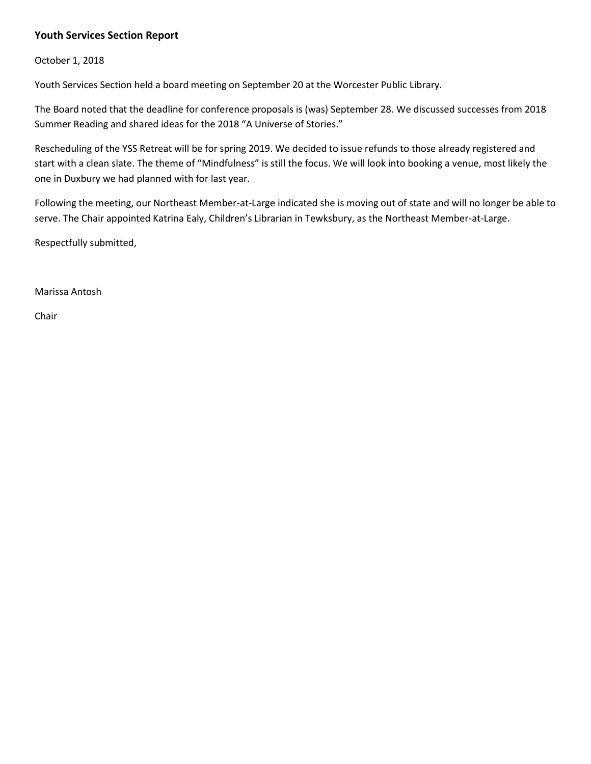**Youth Services Section Report**

October 1, 2018

Youth Services Section held a board meeting on September 20 at the Worcester Public Library.

The Board noted that the deadline for conference proposals is (was) September 28. We discussed successes from 2018 Summer Reading and shared ideas for the 2018 "A Universe of Stories."

Rescheduling of the YSS Retreat will be for spring 2019. We decided to issue refunds to those already registered and start with a clean slate. The theme of "Mindfulness" is still the focus. We will look into booking a venue, most likely the one in Duxbury we had planned with for last year.

Following the meeting, our Northeast Member-at-Large indicated she is moving out of state and will no longer be able to serve. The Chair appointed Katrina Ealy, Children's Librarian in Tewksbury, as the Northeast Member-at-Large.

Respectfully submitted,

Marissa Antosh

Chair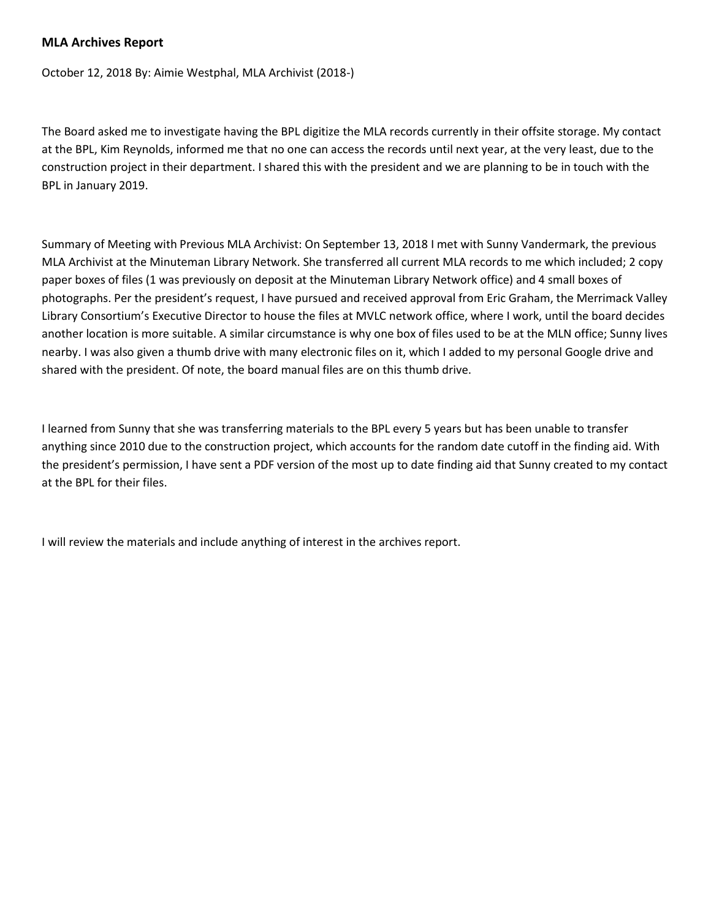**MLA Archives Report**

October 12, 2018 By: Aimie Westphal, MLA Archivist (2018-)

The Board asked me to investigate having the BPL digitize the MLA records currently in their offsite storage. My contact at the BPL, Kim Reynolds, informed me that no one can access the records until next year, at the very least, due to the construction project in their department. I shared this with the president and we are planning to be in touch with the BPL in January 2019.

Summary of Meeting with Previous MLA Archivist: On September 13, 2018 I met with Sunny Vandermark, the previous MLA Archivist at the Minuteman Library Network. She transferred all current MLA records to me which included; 2 copy paper boxes of files (1 was previously on deposit at the Minuteman Library Network office) and 4 small boxes of photographs. Per the president's request, I have pursued and received approval from Eric Graham, the Merrimack Valley Library Consortium's Executive Director to house the files at MVLC network office, where I work, until the board decides another location is more suitable. A similar circumstance is why one box of files used to be at the MLN office; Sunny lives nearby. I was also given a thumb drive with many electronic files on it, which I added to my personal Google drive and shared with the president. Of note, the board manual files are on this thumb drive.

I learned from Sunny that she was transferring materials to the BPL every 5 years but has been unable to transfer anything since 2010 due to the construction project, which accounts for the random date cutoff in the finding aid. With the president's permission, I have sent a PDF version of the most up to date finding aid that Sunny created to my contact at the BPL for their files.

I will review the materials and include anything of interest in the archives report.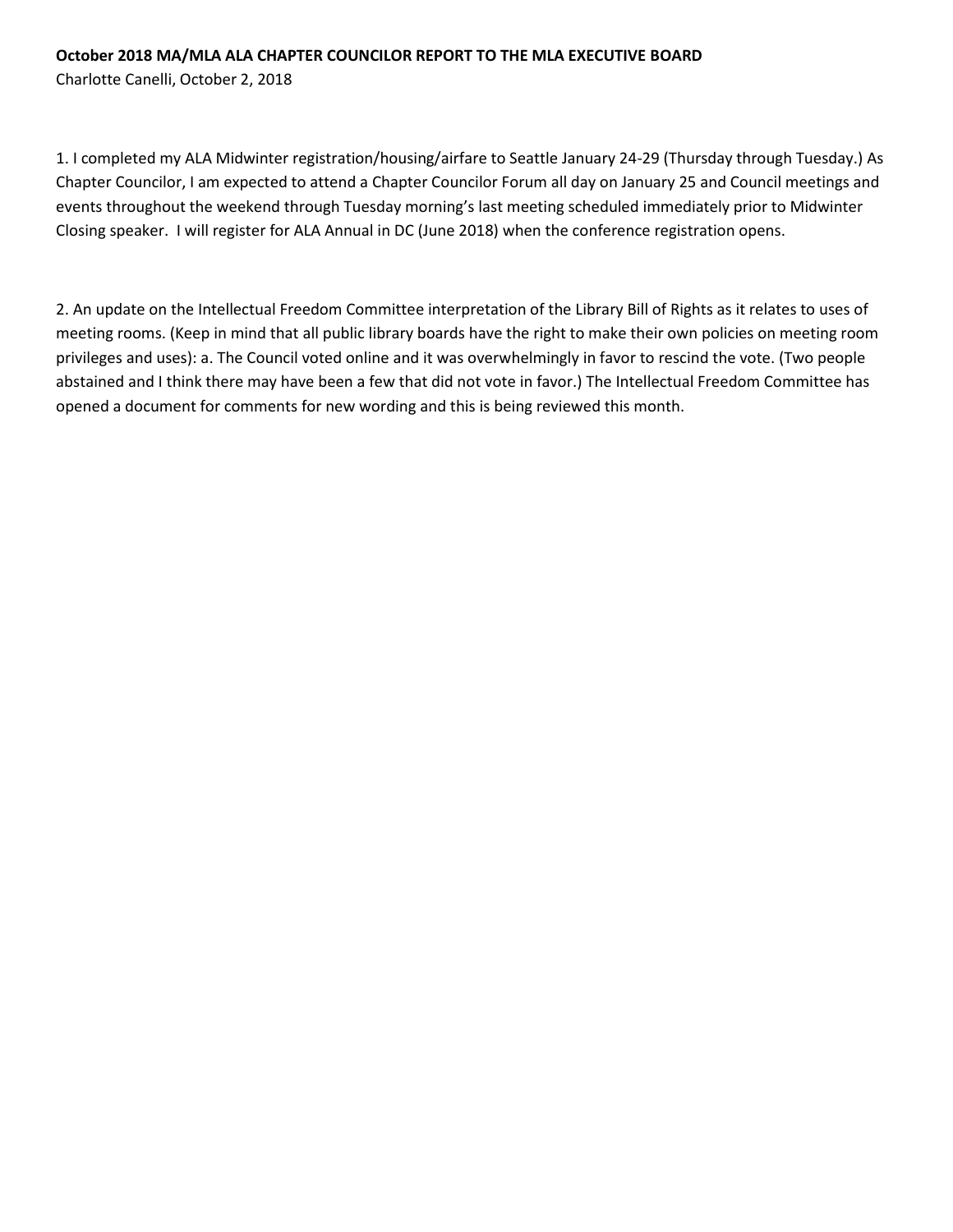**October 2018 MA/MLA ALA CHAPTER COUNCILOR REPORT TO THE MLA EXECUTIVE BOARD**

Charlotte Canelli, October 2, 2018

1. I completed my ALA Midwinter registration/housing/airfare to Seattle January 24-29 (Thursday through Tuesday.) As Chapter Councilor, I am expected to attend a Chapter Councilor Forum all day on January 25 and Council meetings and events throughout the weekend through Tuesday morning's last meeting scheduled immediately prior to Midwinter Closing speaker. I will register for ALA Annual in DC (June 2018) when the conference registration opens.

2. An update on the Intellectual Freedom Committee interpretation of the Library Bill of Rights as it relates to uses of meeting rooms. (Keep in mind that all public library boards have the right to make their own policies on meeting room privileges and uses): a. The Council voted online and it was overwhelmingly in favor to rescind the vote. (Two people abstained and I think there may have been a few that did not vote in favor.) The Intellectual Freedom Committee has opened a document for comments for new wording and this is being reviewed this month.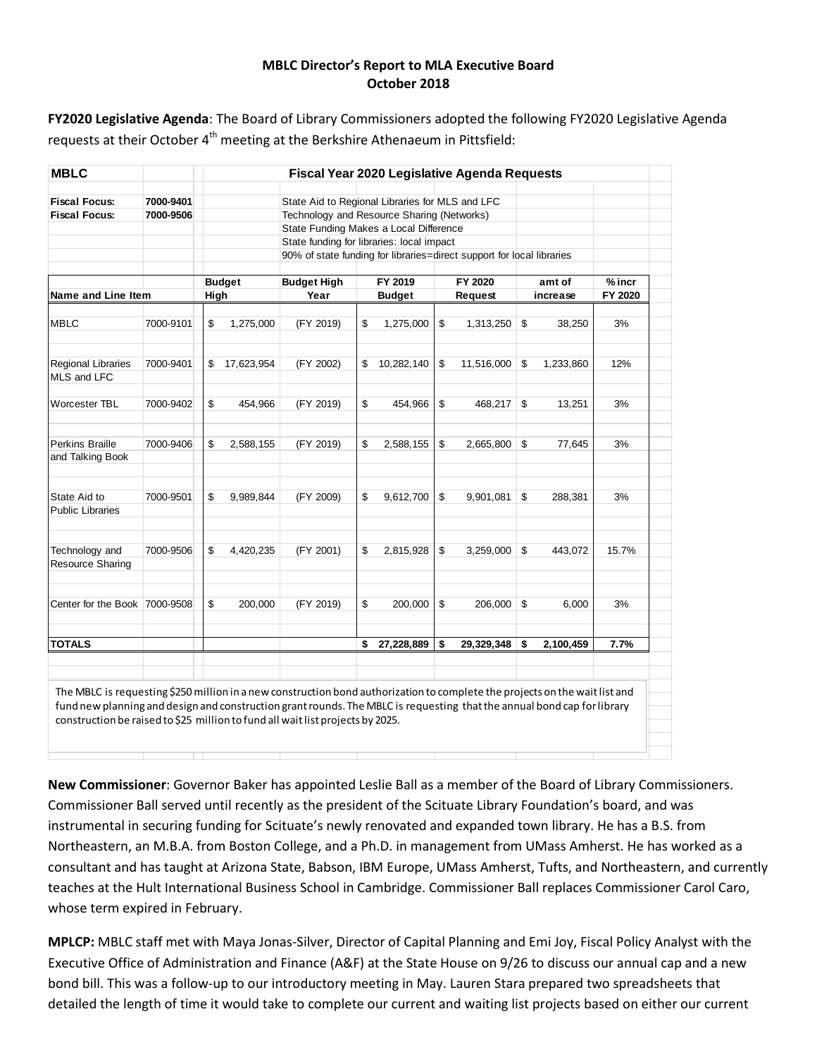**MBLC Director's Report to MLA Executive Board**
**October 2018**

**FY2020 Legislative Agenda**: The Board of Library Commissioners adopted the following FY2020 Legislative Agenda requests at their October 4th meeting at the Berkshire Athenaeum in Pittsfield:

| **MBLC** | | **Fiscal Year 2020 Legislative Agenda Requests** | | | | | |
|---|---|---|---|---|---|---|---|
| **Fiscal Focus:** | **7000-9401** | State Aid to Regional Libraries for MLS and LFC | | | | | |
| **Fiscal Focus:** | **7000-9506** | Technology and Resource Sharing (Networks) | | | | | |
| | | State Funding Makes a Local Difference | | | | | |
| | | State funding for libraries: local impact | | | | | |
| | | 90% of state funding for libraries=direct support for local libraries | | | | | |
| **Name and Line Item** | | **Budget High** | **Budget High Year** | **FY 2019 Budget** | **FY 2020 Request** | **amt of increase** | **% incr FY 2020** |
| MBLC | 7000-9101 | $ 1,275,000 | (FY 2019) | $ 1,275,000 | $ 1,313,250 | $ 38,250 | 3% |
| Regional Libraries MLS and LFC | 7000-9401 | $ 17,623,954 | (FY 2002) | $ 10,282,140 | $ 11,516,000 | $ 1,233,860 | 12% |
| Worcester TBL | 7000-9402 | $ 454,966 | (FY 2019) | $ 454,966 | $ 468,217 | $ 13,251 | 3% |
| Perkins Braille and Talking Book | 7000-9406 | $ 2,588,155 | (FY 2019) | $ 2,588,155 | $ 2,665,800 | $ 77,645 | 3% |
| State Aid to Public Libraries | 7000-9501 | $ 9,989,844 | (FY 2009) | $ 9,612,700 | $ 9,901,081 | $ 288,381 | 3% |
| Technology and Resource Sharing | 7000-9506 | $ 4,420,235 | (FY 2001) | $ 2,815,928 | $ 3,259,000 | $ 443,072 | 15.7% |
| Center for the Book | 7000-9508 | $ 200,000 | (FY 2019) | $ 200,000 | $ 206,000 | $ 6,000 | 3% |
| **TOTALS** | | | | **$ 27,228,889** | **$ 29,329,348** | **$ 2,100,459** | **7.7%** |

The MBLC is requesting $250 million in a new construction bond authorization to complete the projects on the wait list and fund new planning and design and construction grant rounds. The MBLC is requesting that the annual bond cap for library construction be raised to $25 million to fund all wait list projects by 2025.

**New Commissioner**: Governor Baker has appointed Leslie Ball as a member of the Board of Library Commissioners. Commissioner Ball served until recently as the president of the Scituate Library Foundation's board, and was instrumental in securing funding for Scituate's newly renovated and expanded town library. He has a B.S. from Northeastern, an M.B.A. from Boston College, and a Ph.D. in management from UMass Amherst. He has worked as a consultant and has taught at Arizona State, Babson, IBM Europe, UMass Amherst, Tufts, and Northeastern, and currently teaches at the Hult International Business School in Cambridge. Commissioner Ball replaces Commissioner Carol Caro, whose term expired in February.

**MPLCP:** MBLC staff met with Maya Jonas-Silver, Director of Capital Planning and Emi Joy, Fiscal Policy Analyst with the Executive Office of Administration and Finance (A&F) at the State House on 9/26 to discuss our annual cap and a new bond bill. This was a follow-up to our introductory meeting in May. Lauren Stara prepared two spreadsheets that detailed the length of time it would take to complete our current and waiting list projects based on either our current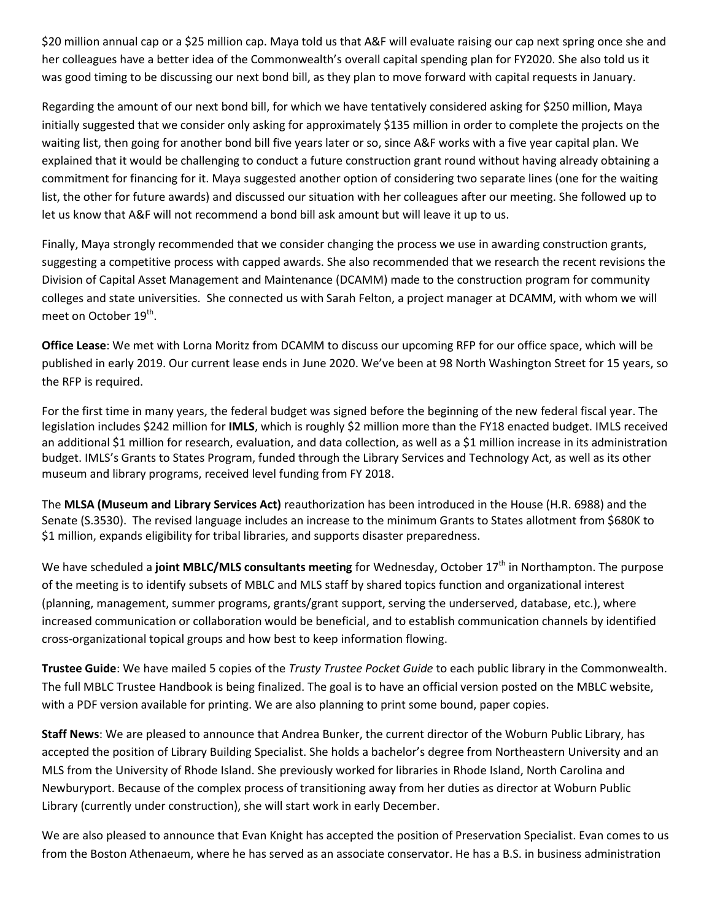$20 million annual cap or a $25 million cap. Maya told us that A&F will evaluate raising our cap next spring once she and her colleagues have a better idea of the Commonwealth's overall capital spending plan for FY2020. She also told us it was good timing to be discussing our next bond bill, as they plan to move forward with capital requests in January.

Regarding the amount of our next bond bill, for which we have tentatively considered asking for $250 million, Maya initially suggested that we consider only asking for approximately $135 million in order to complete the projects on the waiting list, then going for another bond bill five years later or so, since A&F works with a five year capital plan. We explained that it would be challenging to conduct a future construction grant round without having already obtaining a commitment for financing for it. Maya suggested another option of considering two separate lines (one for the waiting list, the other for future awards) and discussed our situation with her colleagues after our meeting. She followed up to let us know that A&F will not recommend a bond bill ask amount but will leave it up to us.

Finally, Maya strongly recommended that we consider changing the process we use in awarding construction grants, suggesting a competitive process with capped awards. She also recommended that we research the recent revisions the Division of Capital Asset Management and Maintenance (DCAMM) made to the construction program for community colleges and state universities. She connected us with Sarah Felton, a project manager at DCAMM, with whom we will meet on October 19th.

**Office Lease**: We met with Lorna Moritz from DCAMM to discuss our upcoming RFP for our office space, which will be published in early 2019. Our current lease ends in June 2020. We've been at 98 North Washington Street for 15 years, so the RFP is required.

For the first time in many years, the federal budget was signed before the beginning of the new federal fiscal year. The legislation includes $242 million for **IMLS**, which is roughly $2 million more than the FY18 enacted budget. IMLS received an additional $1 million for research, evaluation, and data collection, as well as a $1 million increase in its administration budget. IMLS's Grants to States Program, funded through the Library Services and Technology Act, as well as its other museum and library programs, received level funding from FY 2018.

The **MLSA (Museum and Library Services Act)** reauthorization has been introduced in the House (H.R. 6988) and the Senate (S.3530). The revised language includes an increase to the minimum Grants to States allotment from $680K to $1 million, expands eligibility for tribal libraries, and supports disaster preparedness.

We have scheduled a **joint MBLC/MLS consultants meeting** for Wednesday, October 17th in Northampton. The purpose of the meeting is to identify subsets of MBLC and MLS staff by shared topics function and organizational interest (planning, management, summer programs, grants/grant support, serving the underserved, database, etc.), where increased communication or collaboration would be beneficial, and to establish communication channels by identified cross-organizational topical groups and how best to keep information flowing.

**Trustee Guide**: We have mailed 5 copies of the *Trusty Trustee Pocket Guide* to each public library in the Commonwealth. The full MBLC Trustee Handbook is being finalized. The goal is to have an official version posted on the MBLC website, with a PDF version available for printing. We are also planning to print some bound, paper copies.

**Staff News**: We are pleased to announce that Andrea Bunker, the current director of the Woburn Public Library, has accepted the position of Library Building Specialist. She holds a bachelor's degree from Northeastern University and an MLS from the University of Rhode Island. She previously worked for libraries in Rhode Island, North Carolina and Newburyport. Because of the complex process of transitioning away from her duties as director at Woburn Public Library (currently under construction), she will start work in early December.

We are also pleased to announce that Evan Knight has accepted the position of Preservation Specialist. Evan comes to us from the Boston Athenaeum, where he has served as an associate conservator. He has a B.S. in business administration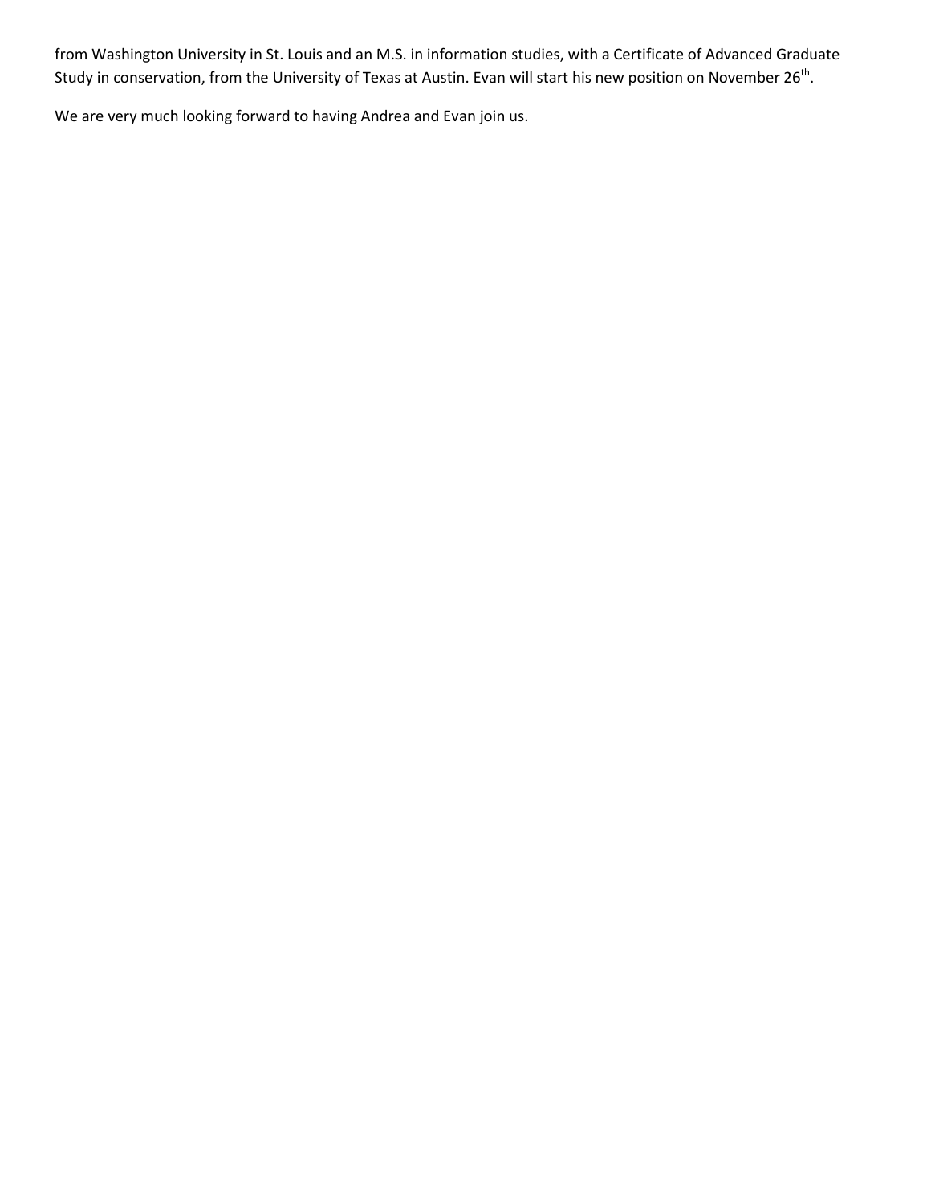from Washington University in St. Louis and an M.S. in information studies, with a Certificate of Advanced Graduate Study in conservation, from the University of Texas at Austin. Evan will start his new position on November 26th.

We are very much looking forward to having Andrea and Evan join us.